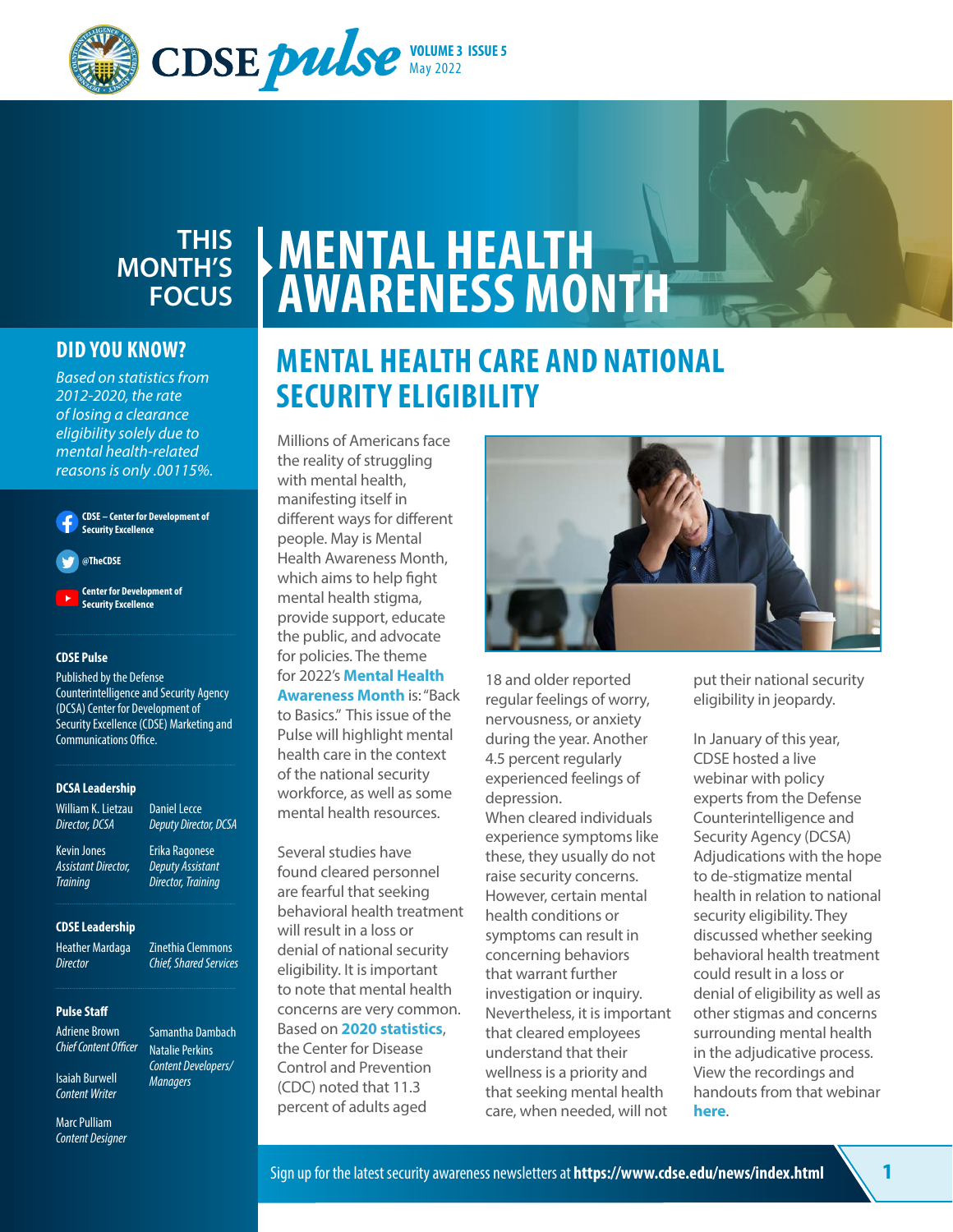# CDSE pulse

**VOLUME 3 ISSUE 5**
May 2022

THIS MONTH'S FOCUS

# MENTAL HEALTH AWARENESS MONTH

## DID YOU KNOW?

*Based on statistics from 2012-2020, the rate of losing a clearance eligibility solely due to mental health-related reasons is only .00115%.*

CDSE – Center for Development of Security Excellence

@TheCDSE

Center for Development of Security Excellence

**CDSE Pulse**

Published by the Defense Counterintelligence and Security Agency (DCSA) Center for Development of Security Excellence (CDSE) Marketing and Communications Office.

**DCSA Leadership**

William K. Lietzau
*Director, DCSA*

Daniel Lecce
*Deputy Director, DCSA*

Kevin Jones
*Assistant Director, Training*

Erika Ragonese
*Deputy Assistant Director, Training*

**CDSE Leadership**

Heather Mardaga
*Director*

Zinethia Clemmons
*Chief, Shared Services*

**Pulse Staff**

Adriene Brown
*Chief Content Officer*

Samantha Dambach
Natalie Perkins
*Content Developers/ Managers*

Isaiah Burwell
*Content Writer*

Marc Pulliam
*Content Designer*

## MENTAL HEALTH CARE AND NATIONAL SECURITY ELIGIBILITY

Millions of Americans face the reality of struggling with mental health, manifesting itself in different ways for different people. May is Mental Health Awareness Month, which aims to help fight mental health stigma, provide support, educate the public, and advocate for policies. The theme for 2022's **Mental Health Awareness Month** is: "Back to Basics." This issue of the Pulse will highlight mental health care in the context of the national security workforce, as well as some mental health resources.

Several studies have found cleared personnel are fearful that seeking behavioral health treatment will result in a loss or denial of national security eligibility. It is important to note that mental health concerns are very common. Based on **2020 statistics**, the Center for Disease Control and Prevention (CDC) noted that 11.3 percent of adults aged 18 and older reported regular feelings of worry, nervousness, or anxiety during the year. Another 4.5 percent regularly experienced feelings of depression.
When cleared individuals experience symptoms like these, they usually do not raise security concerns. However, certain mental health conditions or symptoms can result in concerning behaviors that warrant further investigation or inquiry. Nevertheless, it is important that cleared employees understand that their wellness is a priority and that seeking mental health care, when needed, will not put their national security eligibility in jeopardy.

In January of this year, CDSE hosted a live webinar with policy experts from the Defense Counterintelligence and Security Agency (DCSA) Adjudications with the hope to de-stigmatize mental health in relation to national security eligibility. They discussed whether seeking behavioral health treatment could result in a loss or denial of eligibility as well as other stigmas and concerns surrounding mental health in the adjudicative process. View the recordings and handouts from that webinar **here**.

Sign up for the latest security awareness newsletters at **https://www.cdse.edu/news/index.html**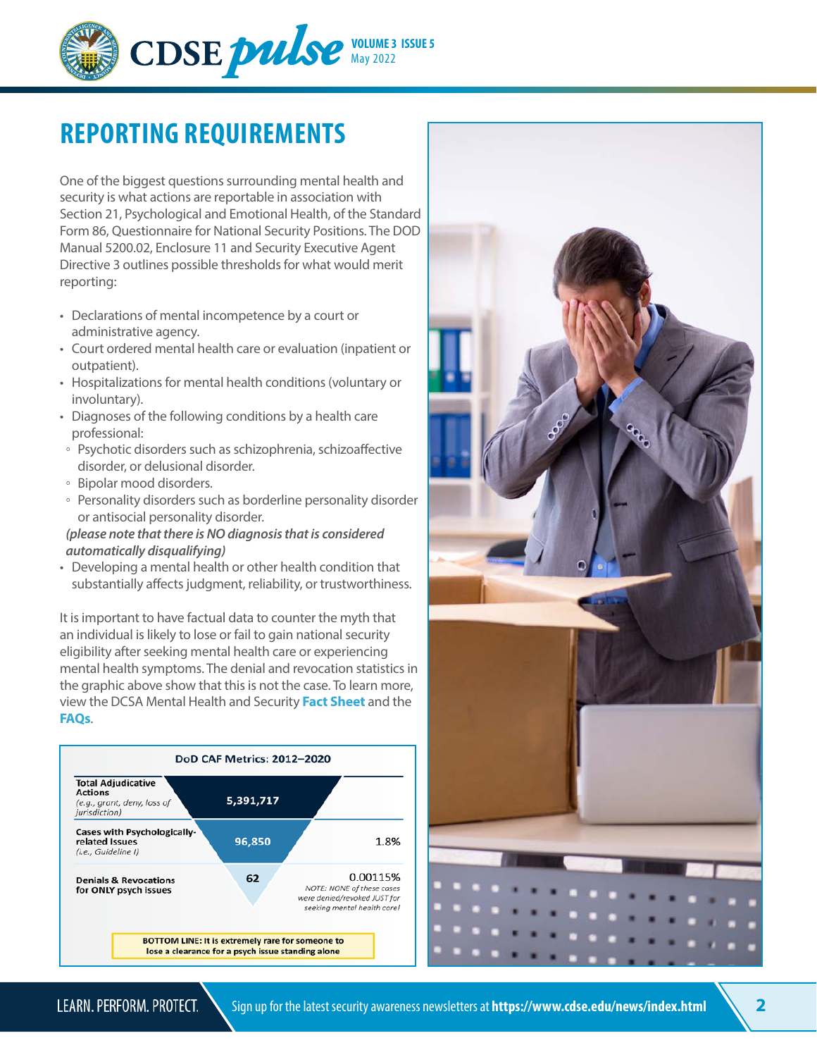## REPORTING REQUIREMENTS

One of the biggest questions surrounding mental health and security is what actions are reportable in association with Section 21, Psychological and Emotional Health, of the Standard Form 86, Questionnaire for National Security Positions. The DOD Manual 5200.02, Enclosure 11 and Security Executive Agent Directive 3 outlines possible thresholds for what would merit reporting:

- Declarations of mental incompetence by a court or administrative agency.
- Court ordered mental health care or evaluation (inpatient or outpatient).
- Hospitalizations for mental health conditions (voluntary or involuntary).
- Diagnoses of the following conditions by a health care professional:
  - Psychotic disorders such as schizophrenia, schizoaffective disorder, or delusional disorder.
  - Bipolar mood disorders.
  - Personality disorders such as borderline personality disorder or antisocial personality disorder.

  ***(please note that there is NO diagnosis that is considered automatically disqualifying)***
- Developing a mental health or other health condition that substantially affects judgment, reliability, or trustworthiness.

It is important to have factual data to counter the myth that an individual is likely to lose or fail to gain national security eligibility after seeking mental health care or experiencing mental health symptoms. The denial and revocation statistics in the graphic above show that this is not the case. To learn more, view the DCSA Mental Health and Security **Fact Sheet** and the **FAQs**.

**DoD CAF Metrics: 2012–2020**

| Category | Count | Percent |
| --- | --- | --- |
| **Total Adjudicative Actions** *(e.g., grant, deny, loss of jurisdiction)* | 5,391,717 | |
| **Cases with Psychologically-related Issues** *(i.e., Guideline I)* | 96,850 | 1.8% |
| **Denials & Revocations for ONLY psych issues** | 62 | 0.00115% |

*NOTE: NONE of these cases were denied/revoked JUST for seeking mental health care!*

**BOTTOM LINE: It is extremely rare for someone to lose a clearance for a psych issue standing alone**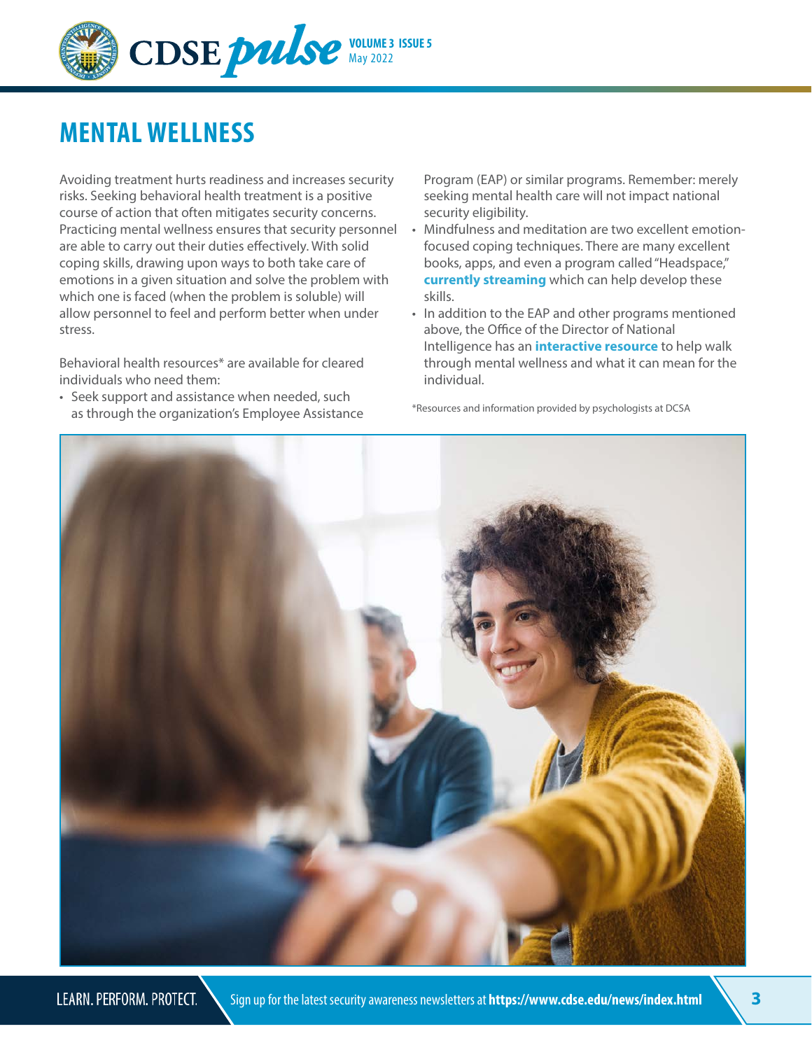# MENTAL WELLNESS

Avoiding treatment hurts readiness and increases security risks. Seeking behavioral health treatment is a positive course of action that often mitigates security concerns. Practicing mental wellness ensures that security personnel are able to carry out their duties effectively. With solid coping skills, drawing upon ways to both take care of emotions in a given situation and solve the problem with which one is faced (when the problem is soluble) will allow personnel to feel and perform better when under stress.

Behavioral health resources* are available for cleared individuals who need them:

- Seek support and assistance when needed, such as through the organization's Employee Assistance Program (EAP) or similar programs. Remember: merely seeking mental health care will not impact national security eligibility.
- Mindfulness and meditation are two excellent emotion-focused coping techniques. There are many excellent books, apps, and even a program called "Headspace," **currently streaming** which can help develop these skills.
- In addition to the EAP and other programs mentioned above, the Office of the Director of National Intelligence has an **interactive resource** to help walk through mental wellness and what it can mean for the individual.

*Resources and information provided by psychologists at DCSA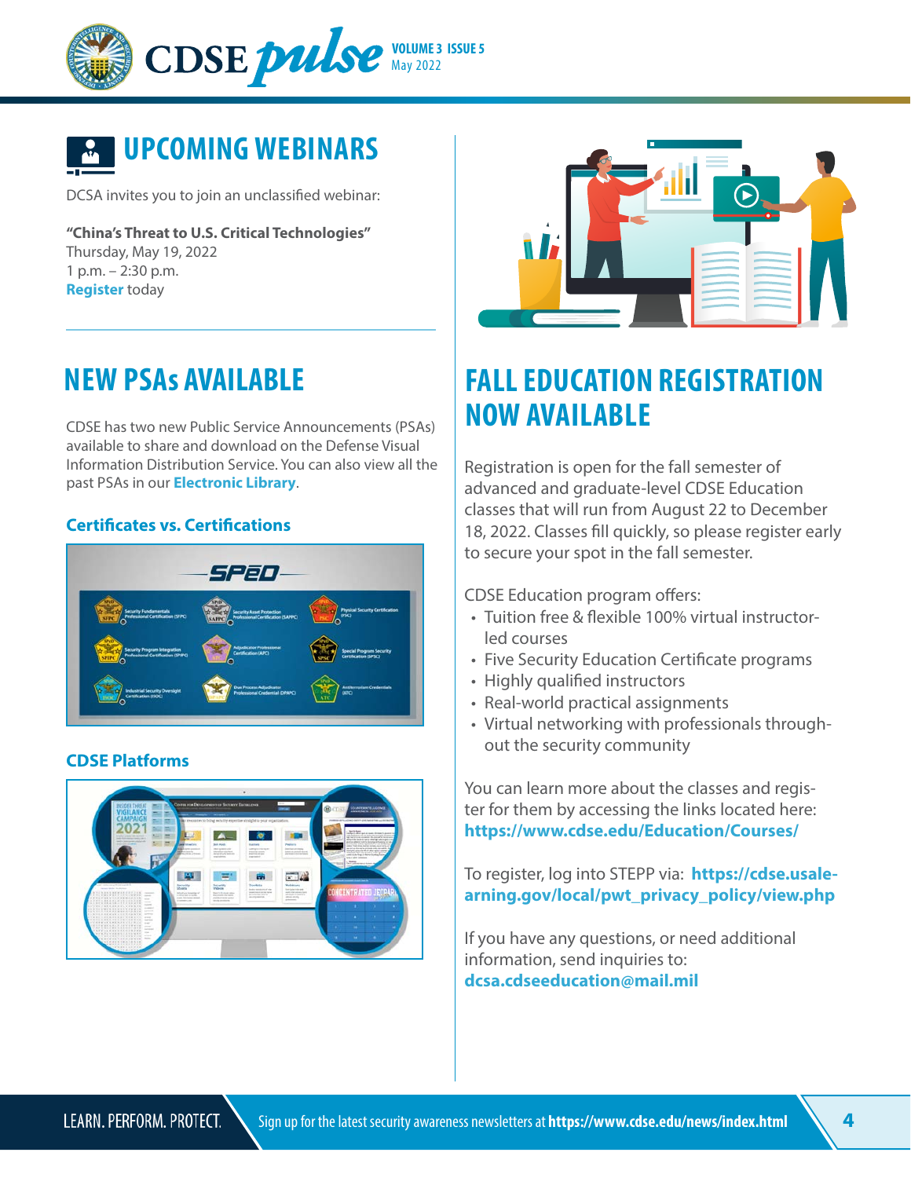## UPCOMING WEBINARS

DCSA invites you to join an unclassified webinar:

**"China's Threat to U.S. Critical Technologies"**
Thursday, May 19, 2022
1 p.m. – 2:30 p.m.
**Register** today

## NEW PSAs AVAILABLE

CDSE has two new Public Service Announcements (PSAs) available to share and download on the Defense Visual Information Distribution Service. You can also view all the past PSAs in our **Electronic Library**.

### Certificates vs. Certifications

### CDSE Platforms

## FALL EDUCATION REGISTRATION NOW AVAILABLE

Registration is open for the fall semester of advanced and graduate-level CDSE Education classes that will run from August 22 to December 18, 2022. Classes fill quickly, so please register early to secure your spot in the fall semester.

CDSE Education program offers:

- Tuition free & flexible 100% virtual instructor-led courses
- Five Security Education Certificate programs
- Highly qualified instructors
- Real-world practical assignments
- Virtual networking with professionals throughout the security community

You can learn more about the classes and register for them by accessing the links located here: **https://www.cdse.edu/Education/Courses/**

To register, log into STEPP via: **https://cdse.usalearning.gov/local/pwt_privacy_policy/view.php**

If you have any questions, or need additional information, send inquiries to: **dcsa.cdseeducation@mail.mil**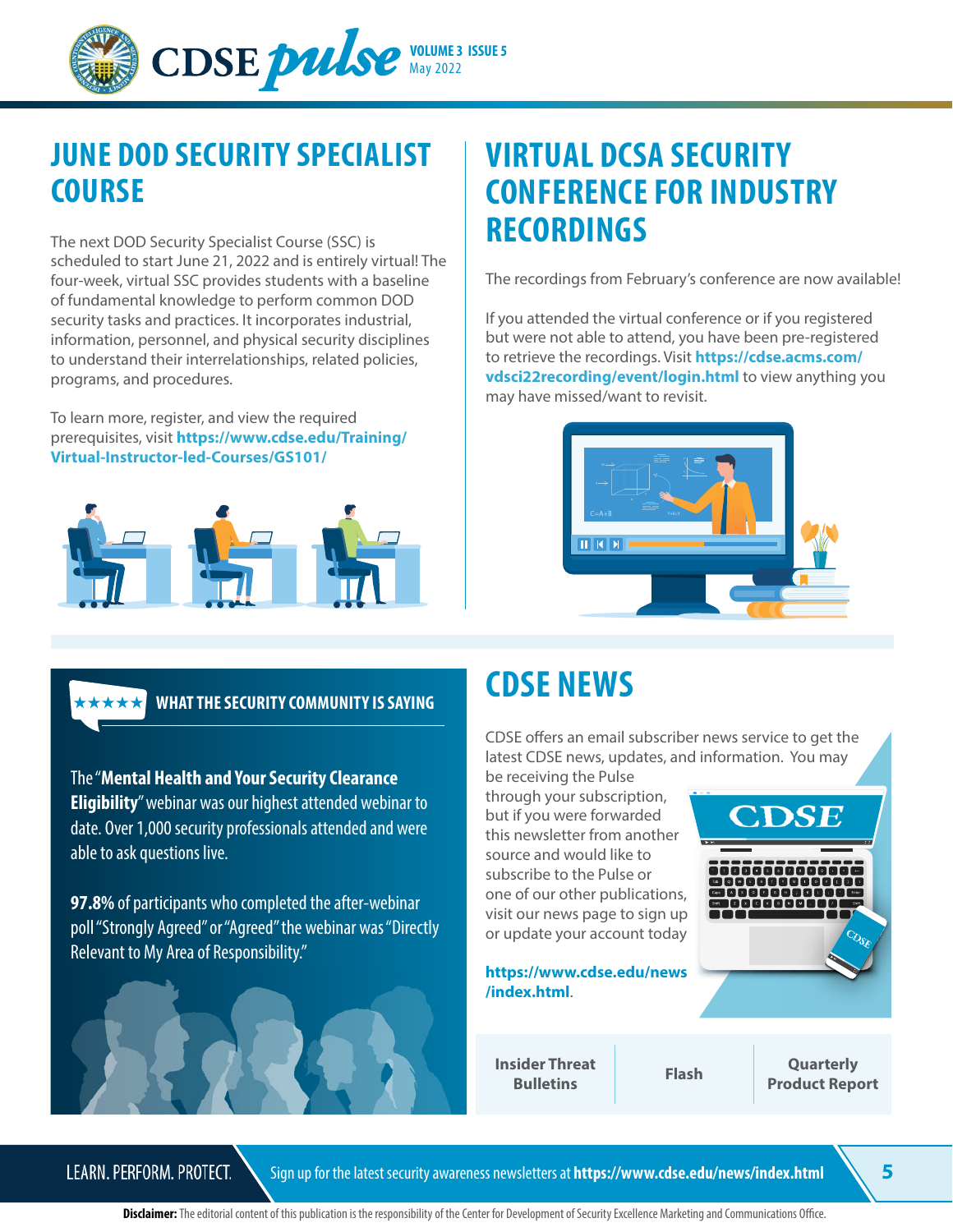## JUNE DOD SECURITY SPECIALIST COURSE

The next DOD Security Specialist Course (SSC) is scheduled to start June 21, 2022 and is entirely virtual! The four-week, virtual SSC provides students with a baseline of fundamental knowledge to perform common DOD security tasks and practices. It incorporates industrial, information, personnel, and physical security disciplines to understand their interrelationships, related policies, programs, and procedures.

To learn more, register, and view the required prerequisites, visit **https://www.cdse.edu/Training/Virtual-Instructor-led-Courses/GS101/**

## VIRTUAL DCSA SECURITY CONFERENCE FOR INDUSTRY RECORDINGS

The recordings from February's conference are now available!

If you attended the virtual conference or if you registered but were not able to attend, you have been pre-registered to retrieve the recordings. Visit **https://cdse.acms.com/vdsci22recording/event/login.html** to view anything you may have missed/want to revisit.

### WHAT THE SECURITY COMMUNITY IS SAYING

The "**Mental Health and Your Security Clearance Eligibility**" webinar was our highest attended webinar to date. Over 1,000 security professionals attended and were able to ask questions live.

**97.8%** of participants who completed the after-webinar poll "Strongly Agreed" or "Agreed" the webinar was "Directly Relevant to My Area of Responsibility."

## CDSE NEWS

CDSE offers an email subscriber news service to get the latest CDSE news, updates, and information. You may be receiving the Pulse through your subscription, but if you were forwarded this newsletter from another source and would like to subscribe to the Pulse or one of our other publications, visit our news page to sign up or update your account today

**https://www.cdse.edu/news/index.html**.

**Insider Threat Bulletins** | **Flash** | **Quarterly Product Report**

LEARN. PERFORM. PROTECT.

Sign up for the latest security awareness newsletters at **https://www.cdse.edu/news/index.html**

**Disclaimer:** The editorial content of this publication is the responsibility of the Center for Development of Security Excellence Marketing and Communications Office.